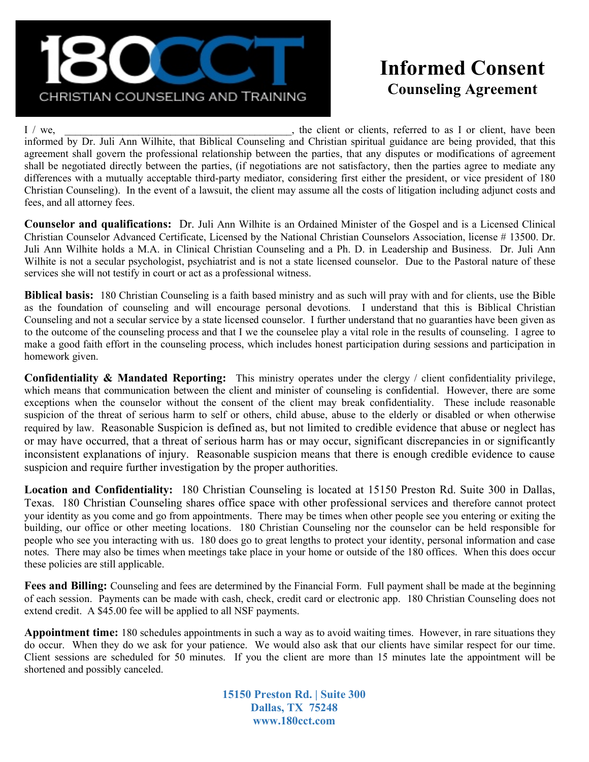**180CCT**
CHRISTIAN COUNSELING AND TRAINING

# Informed Consent
## Counseling Agreement

I / we, ___________________________________________, the client or clients, referred to as I or client, have been informed by Dr. Juli Ann Wilhite, that Biblical Counseling and Christian spiritual guidance are being provided, that this agreement shall govern the professional relationship between the parties, that any disputes or modifications of agreement shall be negotiated directly between the parties, (if negotiations are not satisfactory, then the parties agree to mediate any differences with a mutually acceptable third-party mediator, considering first either the president, or vice president of 180 Christian Counseling). In the event of a lawsuit, the client may assume all the costs of litigation including adjunct costs and fees, and all attorney fees.

**Counselor and qualifications:** Dr. Juli Ann Wilhite is an Ordained Minister of the Gospel and is a Licensed Clinical Christian Counselor Advanced Certificate, Licensed by the National Christian Counselors Association, license # 13500. Dr. Juli Ann Wilhite holds a M.A. in Clinical Christian Counseling and a Ph. D. in Leadership and Business. Dr. Juli Ann Wilhite is not a secular psychologist, psychiatrist and is not a state licensed counselor. Due to the Pastoral nature of these services she will not testify in court or act as a professional witness.

**Biblical basis:** 180 Christian Counseling is a faith based ministry and as such will pray with and for clients, use the Bible as the foundation of counseling and will encourage personal devotions. I understand that this is Biblical Christian Counseling and not a secular service by a state licensed counselor. I further understand that no guaranties have been given as to the outcome of the counseling process and that I we the counselee play a vital role in the results of counseling. I agree to make a good faith effort in the counseling process, which includes honest participation during sessions and participation in homework given.

**Confidentiality & Mandated Reporting:** This ministry operates under the clergy / client confidentiality privilege, which means that communication between the client and minister of counseling is confidential. However, there are some exceptions when the counselor without the consent of the client may break confidentiality. These include reasonable suspicion of the threat of serious harm to self or others, child abuse, abuse to the elderly or disabled or when otherwise required by law. Reasonable Suspicion is defined as, but not limited to credible evidence that abuse or neglect has or may have occurred, that a threat of serious harm has or may occur, significant discrepancies in or significantly inconsistent explanations of injury. Reasonable suspicion means that there is enough credible evidence to cause suspicion and require further investigation by the proper authorities.

**Location and Confidentiality:** 180 Christian Counseling is located at 15150 Preston Rd. Suite 300 in Dallas, Texas. 180 Christian Counseling shares office space with other professional services and therefore cannot protect your identity as you come and go from appointments. There may be times when other people see you entering or exiting the building, our office or other meeting locations. 180 Christian Counseling nor the counselor can be held responsible for people who see you interacting with us. 180 does go to great lengths to protect your identity, personal information and case notes. There may also be times when meetings take place in your home or outside of the 180 offices. When this does occur these policies are still applicable.

**Fees and Billing:** Counseling and fees are determined by the Financial Form. Full payment shall be made at the beginning of each session. Payments can be made with cash, check, credit card or electronic app. 180 Christian Counseling does not extend credit. A $45.00 fee will be applied to all NSF payments.

**Appointment time:** 180 schedules appointments in such a way as to avoid waiting times. However, in rare situations they do occur. When they do we ask for your patience. We would also ask that our clients have similar respect for our time. Client sessions are scheduled for 50 minutes. If you the client are more than 15 minutes late the appointment will be shortened and possibly canceled.

**15150 Preston Rd. | Suite 300**
**Dallas, TX 75248**
**www.180cct.com**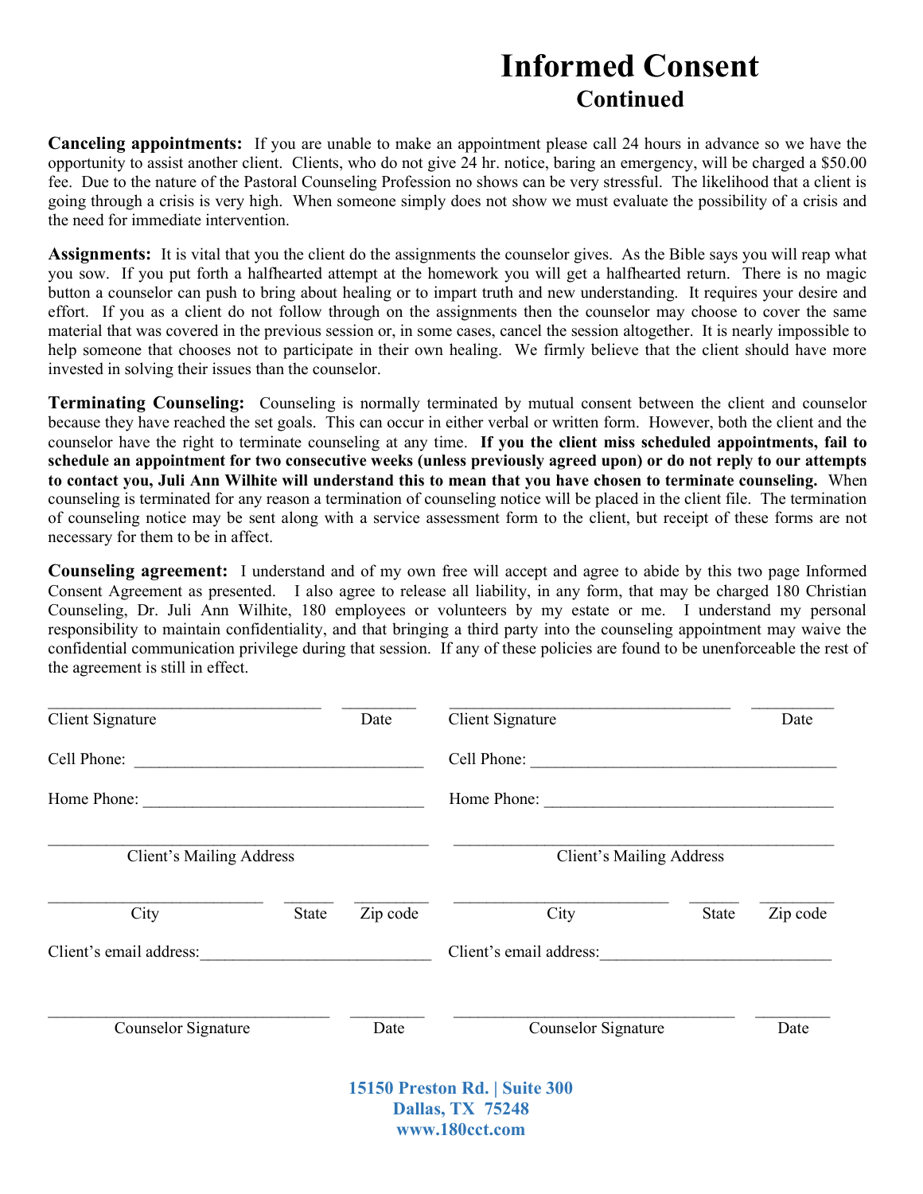# Informed Consent
## Continued

**Canceling appointments:** If you are unable to make an appointment please call 24 hours in advance so we have the opportunity to assist another client. Clients, who do not give 24 hr. notice, baring an emergency, will be charged a $50.00 fee. Due to the nature of the Pastoral Counseling Profession no shows can be very stressful. The likelihood that a client is going through a crisis is very high. When someone simply does not show we must evaluate the possibility of a crisis and the need for immediate intervention.

**Assignments:** It is vital that you the client do the assignments the counselor gives. As the Bible says you will reap what you sow. If you put forth a halfhearted attempt at the homework you will get a halfhearted return. There is no magic button a counselor can push to bring about healing or to impart truth and new understanding. It requires your desire and effort. If you as a client do not follow through on the assignments then the counselor may choose to cover the same material that was covered in the previous session or, in some cases, cancel the session altogether. It is nearly impossible to help someone that chooses not to participate in their own healing. We firmly believe that the client should have more invested in solving their issues than the counselor.

**Terminating Counseling:** Counseling is normally terminated by mutual consent between the client and counselor because they have reached the set goals. This can occur in either verbal or written form. However, both the client and the counselor have the right to terminate counseling at any time. **If you the client miss scheduled appointments, fail to schedule an appointment for two consecutive weeks (unless previously agreed upon) or do not reply to our attempts to contact you, Juli Ann Wilhite will understand this to mean that you have chosen to terminate counseling.** When counseling is terminated for any reason a termination of counseling notice will be placed in the client file. The termination of counseling notice may be sent along with a service assessment form to the client, but receipt of these forms are not necessary for them to be in affect.

**Counseling agreement:** I understand and of my own free will accept and agree to abide by this two page Informed Consent Agreement as presented. I also agree to release all liability, in any form, that may be charged 180 Christian Counseling, Dr. Juli Ann Wilhite, 180 employees or volunteers by my estate or me. I understand my personal responsibility to maintain confidentiality, and that bringing a third party into the counseling appointment may waive the confidential communication privilege during that session. If any of these policies are found to be unenforceable the rest of the agreement is still in effect.

| | |
|---|---|
| ______________________ Client Signature ________ Date | ______________________ Client Signature ________ Date |
| Cell Phone: ______________________ | Cell Phone: ______________________ |
| Home Phone: ______________________ | Home Phone: ______________________ |
| ______________________ Client's Mailing Address | ______________________ Client's Mailing Address |
| __________ City ____ State ______ Zip code | __________ City ____ State ______ Zip code |
| Client's email address:______________________ | Client's email address:______________________ |
| ______________________ Counselor Signature ________ Date | ______________________ Counselor Signature ________ Date |

**15150 Preston Rd. | Suite 300**
**Dallas, TX 75248**
**www.180cct.com**